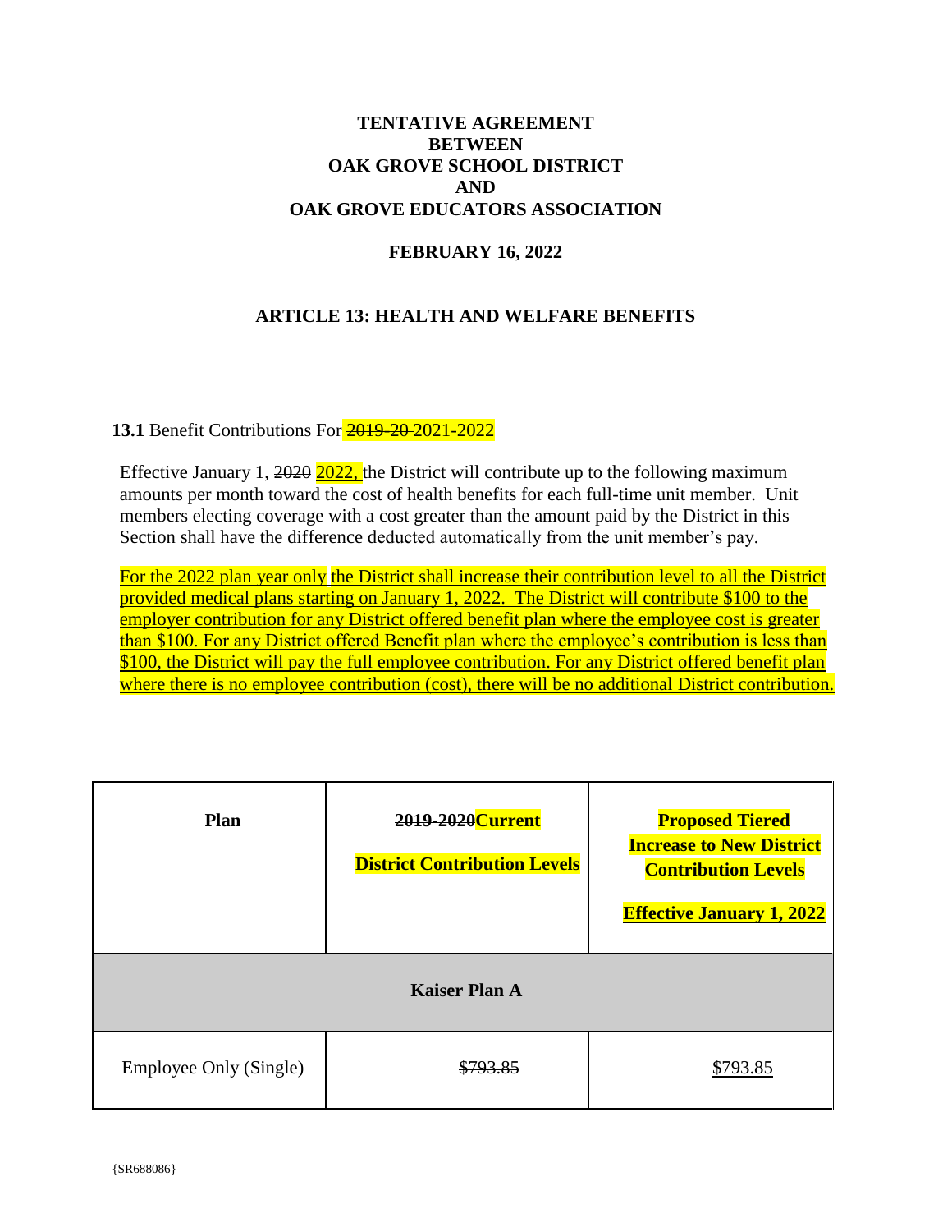# TENTATIVE AGREEMENT BETWEEN OAK GROVE SCHOOL DISTRICT AND OAK GROVE EDUCATORS ASSOCIATION

**FEBRUARY 16, 2022**

## ARTICLE 13: HEALTH AND WELFARE BENEFITS

**13.1** Benefit Contributions For ~~2019-20~~ 2021-2022

Effective January 1, ~~2020~~ 2022, the District will contribute up to the following maximum amounts per month toward the cost of health benefits for each full-time unit member. Unit members electing coverage with a cost greater than the amount paid by the District in this Section shall have the difference deducted automatically from the unit member's pay.

For the 2022 plan year only the District shall increase their contribution level to all the District provided medical plans starting on January 1, 2022. The District will contribute $100 to the employer contribution for any District offered benefit plan where the employee cost is greater than $100. For any District offered Benefit plan where the employee's contribution is less than $100, the District will pay the full employee contribution. For any District offered benefit plan where there is no employee contribution (cost), there will be no additional District contribution.

| Plan | ~~2019-2020~~Current District Contribution Levels | Proposed Tiered Increase to New District Contribution Levels Effective January 1, 2022 |
|---|---|---|
| **Kaiser Plan A** | | |
| Employee Only (Single) | ~~$793.85~~ | $793.85 |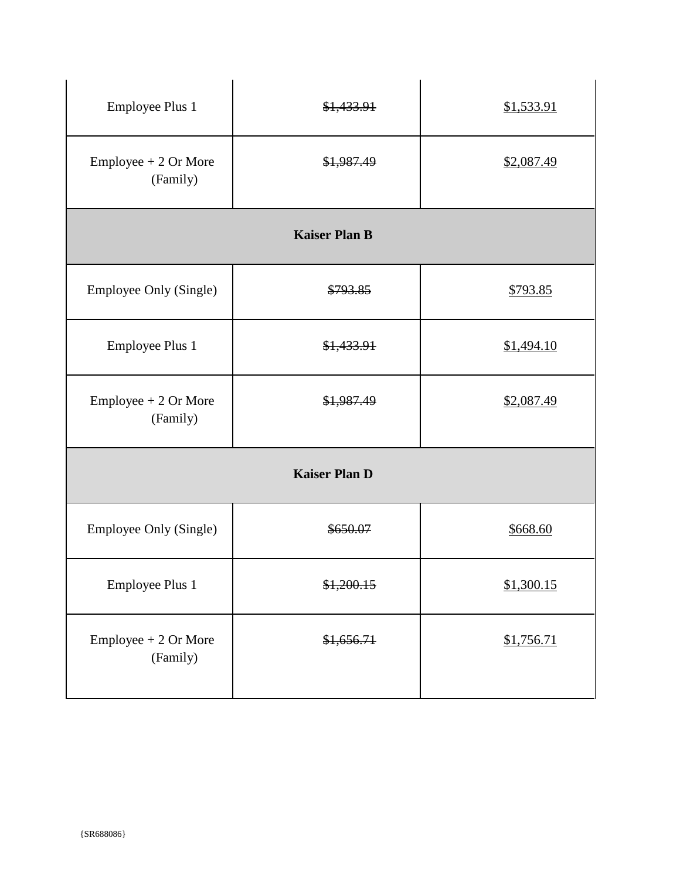| | | |
|---|---|---|
| Employee Plus 1 | ~~$1,433.91~~ | <u>$1,533.91</u> |
| Employee + 2 Or More (Family) | ~~$1,987.49~~ | <u>$2,087.49</u> |
| **Kaiser Plan B** | | |
| Employee Only (Single) | ~~$793.85~~ | <u>$793.85</u> |
| Employee Plus 1 | ~~$1,433.91~~ | <u>$1,494.10</u> |
| Employee + 2 Or More (Family) | ~~$1,987.49~~ | <u>$2,087.49</u> |
| **Kaiser Plan D** | | |
| Employee Only (Single) | ~~$650.07~~ | <u>$668.60</u> |
| Employee Plus 1 | ~~$1,200.15~~ | <u>$1,300.15</u> |
| Employee + 2 Or More (Family) | ~~$1,656.71~~ | <u>$1,756.71</u> |

{SR688086}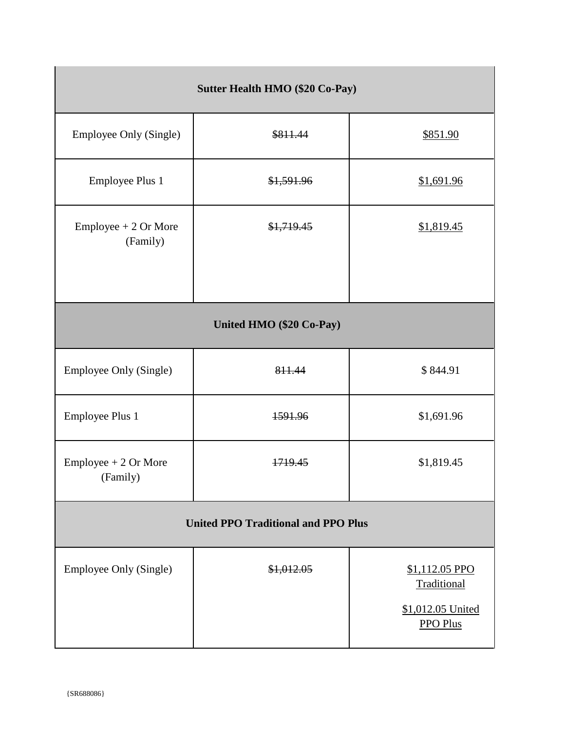| Sutter Health HMO ($20 Co-Pay) | | |
|---|---|---|
| Employee Only (Single) | ~~$811.44~~ | <u>$851.90</u> |
| Employee Plus 1 | ~~$1,591.96~~ | <u>$1,691.96</u> |
| Employee + 2 Or More (Family) | ~~$1,719.45~~ | <u>$1,819.45</u> |
| **United HMO ($20 Co-Pay)** | | |
| Employee Only (Single) | ~~811.44~~ | $ 844.91 |
| Employee Plus 1 | ~~1591.96~~ | $1,691.96 |
| Employee + 2 Or More (Family) | ~~1719.45~~ | $1,819.45 |
| **United PPO Traditional and PPO Plus** | | |
| Employee Only (Single) | ~~$1,012.05~~ | <u>$1,112.05 PPO Traditional</u><br><u>$1,012.05 United PPO Plus</u> |

{SR688086}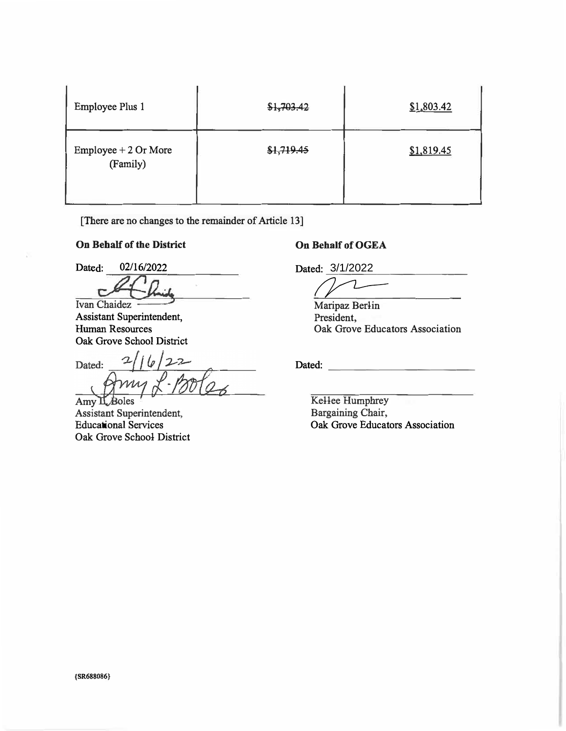| | | |
|---|---|---|
| Employee Plus 1 | ~~$1,703.42~~ | $1,803.42 |
| Employee + 2 Or More (Family) | ~~$1,719.45~~ | $1,819.45 |

[There are no changes to the remainder of Article 13]

**On Behalf of the District**

Dated: 02/16/2022

Ivan Chaidez
Assistant Superintendent,
Human Resources
Oak Grove School District

Dated: 2/16/22

Amy L. Boles
Assistant Superintendent,
Educational Services
Oak Grove School District

**On Behalf of OGEA**

Dated: 3/1/2022

Maripaz Berlin
President,
Oak Grove Educators Association

Dated: ____________

Kellee Humphrey
Bargaining Chair,
Oak Grove Educators Association

{SR688086}